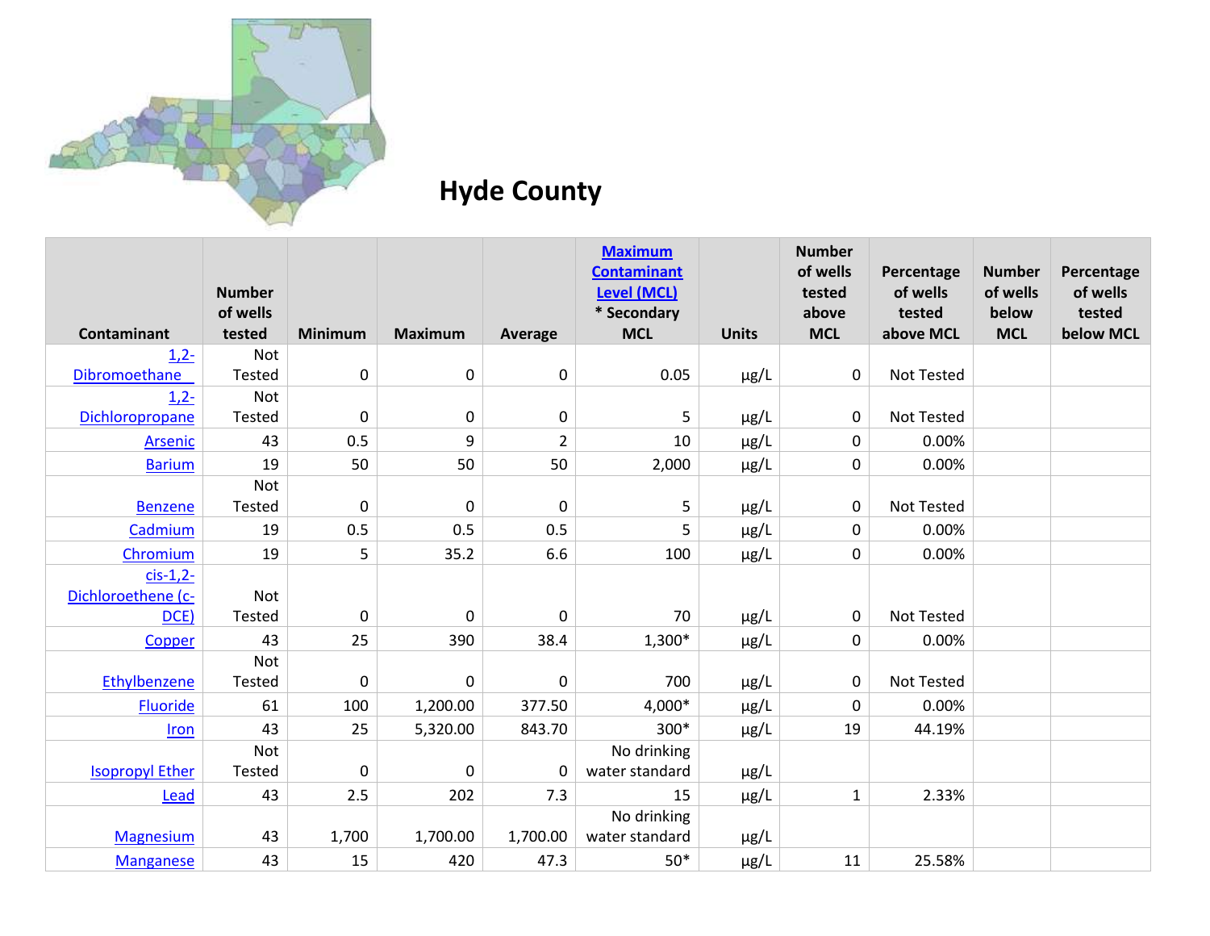# Hyde County

| Contaminant | Number of wells tested | Minimum | Maximum | Average | Maximum Contaminant Level (MCL) * Secondary MCL | Units | Number of wells tested above MCL | Percentage of wells tested above MCL | Number of wells below MCL | Percentage of wells tested below MCL |
|---|---|---|---|---|---|---|---|---|---|---|
| 1,2-Dibromoethane | Not Tested | 0 | 0 | 0 | 0.05 | µg/L | 0 | Not Tested | | |
| 1,2-Dichloropropane | Not Tested | 0 | 0 | 0 | 5 | µg/L | 0 | Not Tested | | |
| Arsenic | 43 | 0.5 | 9 | 2 | 10 | µg/L | 0 | 0.00% | | |
| Barium | 19 | 50 | 50 | 50 | 2,000 | µg/L | 0 | 0.00% | | |
| Benzene | Not Tested | 0 | 0 | 0 | 5 | µg/L | 0 | Not Tested | | |
| Cadmium | 19 | 0.5 | 0.5 | 0.5 | 5 | µg/L | 0 | 0.00% | | |
| Chromium | 19 | 5 | 35.2 | 6.6 | 100 | µg/L | 0 | 0.00% | | |
| cis-1,2-Dichloroethene (c-DCE) | Not Tested | 0 | 0 | 0 | 70 | µg/L | 0 | Not Tested | | |
| Copper | 43 | 25 | 390 | 38.4 | 1,300* | µg/L | 0 | 0.00% | | |
| Ethylbenzene | Not Tested | 0 | 0 | 0 | 700 | µg/L | 0 | Not Tested | | |
| Fluoride | 61 | 100 | 1,200.00 | 377.50 | 4,000* | µg/L | 0 | 0.00% | | |
| Iron | 43 | 25 | 5,320.00 | 843.70 | 300* | µg/L | 19 | 44.19% | | |
| Isopropyl Ether | Not Tested | 0 | 0 | 0 | No drinking water standard | µg/L | | | | |
| Lead | 43 | 2.5 | 202 | 7.3 | 15 | µg/L | 1 | 2.33% | | |
| Magnesium | 43 | 1,700 | 1,700.00 | 1,700.00 | No drinking water standard | µg/L | | | | |
| Manganese | 43 | 15 | 420 | 47.3 | 50* | µg/L | 11 | 25.58% | | |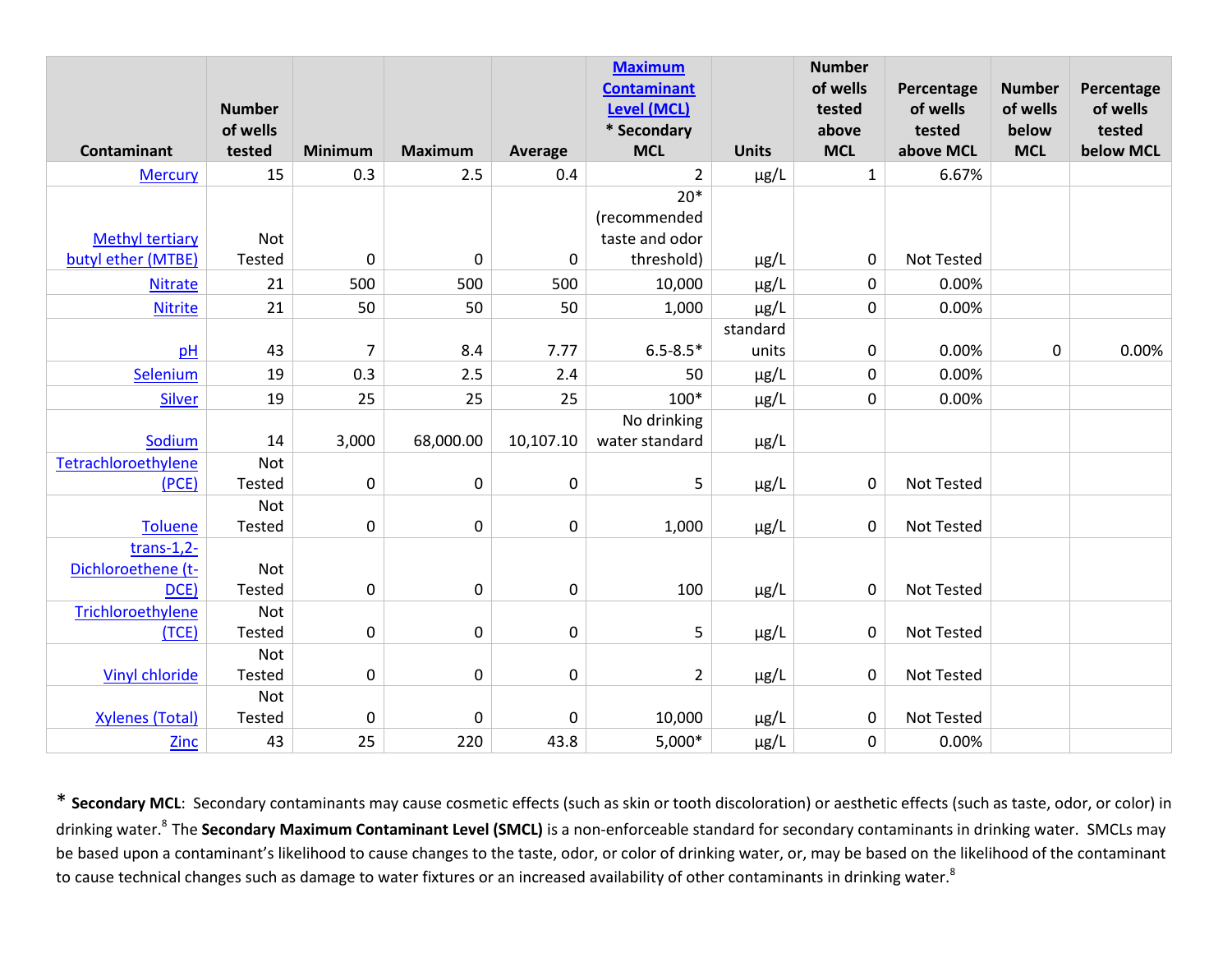| Contaminant | Number of wells tested | Minimum | Maximum | Average | [Maximum Contaminant Level (MCL)](#) * Secondary MCL | Units | Number of wells tested above MCL | Percentage of wells tested above MCL | Number of wells below MCL | Percentage of wells tested below MCL |
|---|---|---|---|---|---|---|---|---|---|---|
| Mercury | 15 | 0.3 | 2.5 | 0.4 | 2 | µg/L | 1 | 6.67% | | |
| Methyl tertiary butyl ether (MTBE) | Not Tested | 0 | 0 | 0 | 20* (recommended taste and odor threshold) | µg/L | 0 | Not Tested | | |
| Nitrate | 21 | 500 | 500 | 500 | 10,000 | µg/L | 0 | 0.00% | | |
| Nitrite | 21 | 50 | 50 | 50 | 1,000 | µg/L | 0 | 0.00% | | |
| pH | 43 | 7 | 8.4 | 7.77 | 6.5-8.5* | standard units | 0 | 0.00% | 0 | 0.00% |
| Selenium | 19 | 0.3 | 2.5 | 2.4 | 50 | µg/L | 0 | 0.00% | | |
| Silver | 19 | 25 | 25 | 25 | 100* | µg/L | 0 | 0.00% | | |
| Sodium | 14 | 3,000 | 68,000.00 | 10,107.10 | No drinking water standard | µg/L | | | | |
| Tetrachloroethylene (PCE) | Not Tested | 0 | 0 | 0 | 5 | µg/L | 0 | Not Tested | | |
| Toluene | Not Tested | 0 | 0 | 0 | 1,000 | µg/L | 0 | Not Tested | | |
| trans-1,2-Dichloroethene (t-DCE) | Not Tested | 0 | 0 | 0 | 100 | µg/L | 0 | Not Tested | | |
| Trichloroethylene (TCE) | Not Tested | 0 | 0 | 0 | 5 | µg/L | 0 | Not Tested | | |
| Vinyl chloride | Not Tested | 0 | 0 | 0 | 2 | µg/L | 0 | Not Tested | | |
| Xylenes (Total) | Not Tested | 0 | 0 | 0 | 10,000 | µg/L | 0 | Not Tested | | |
| Zinc | 43 | 25 | 220 | 43.8 | 5,000* | µg/L | 0 | 0.00% | | |

* **Secondary MCL**: Secondary contaminants may cause cosmetic effects (such as skin or tooth discoloration) or aesthetic effects (such as taste, odor, or color) in drinking water.[8] The **Secondary Maximum Contaminant Level (SMCL)** is a non-enforceable standard for secondary contaminants in drinking water. SMCLs may be based upon a contaminant's likelihood to cause changes to the taste, odor, or color of drinking water, or, may be based on the likelihood of the contaminant to cause technical changes such as damage to water fixtures or an increased availability of other contaminants in drinking water.[8]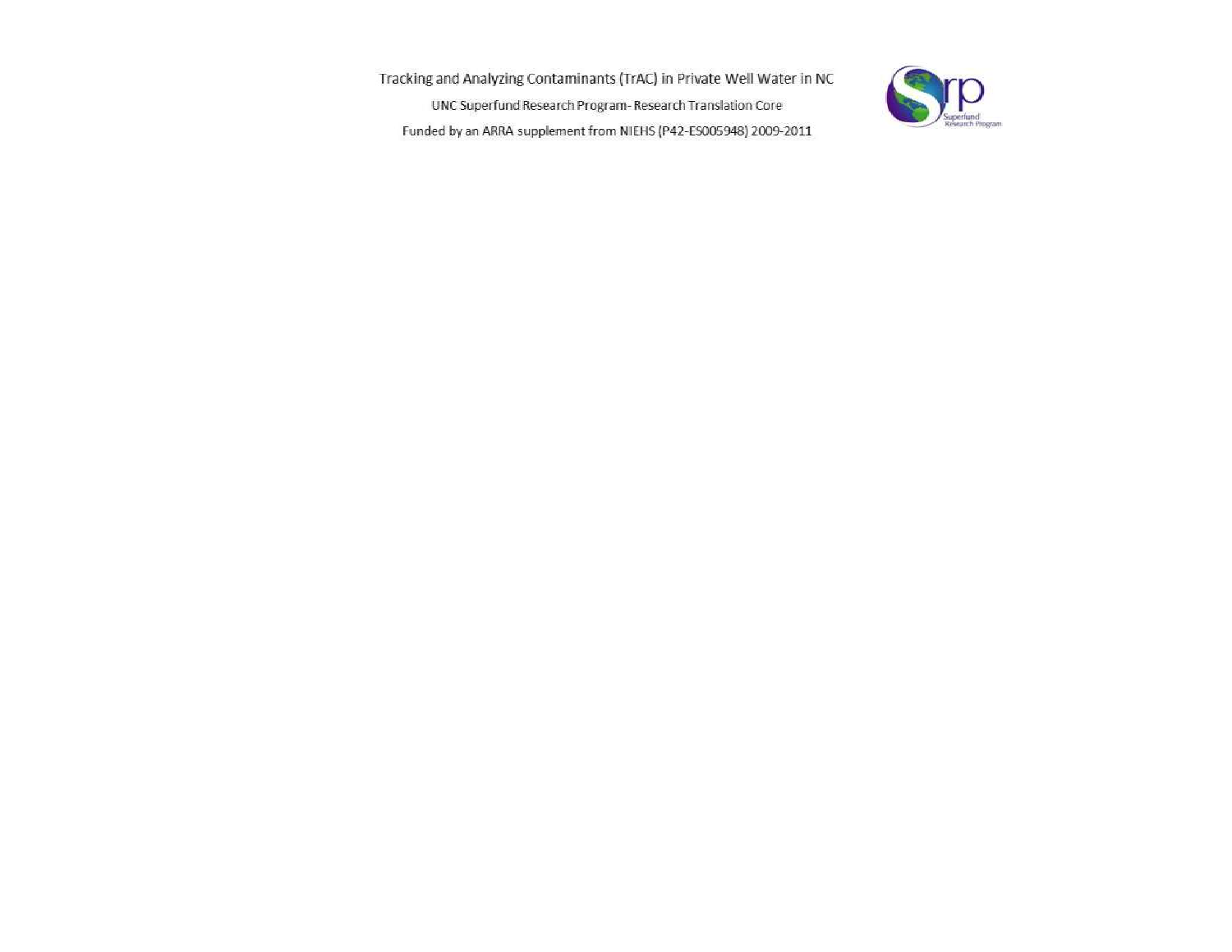Tracking and Analyzing Contaminants (TrAC) in Private Well Water in NC

UNC Superfund Research Program- Research Translation Core

Funded by an ARRA supplement from NIEHS (P42-ES005948) 2009-2011